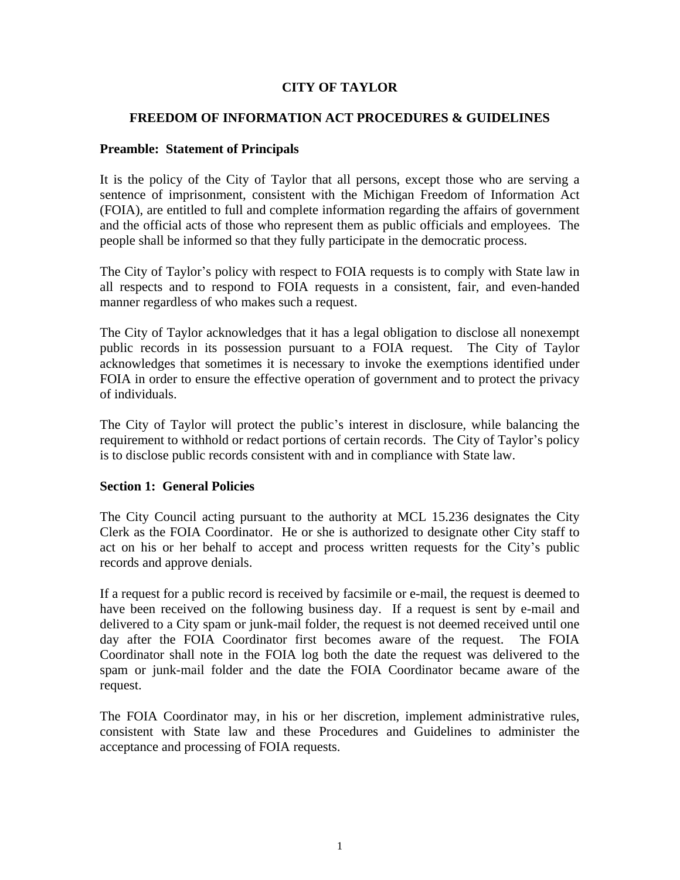# CITY OF TAYLOR

## FREEDOM OF INFORMATION ACT PROCEDURES & GUIDELINES

### Preamble: Statement of Principals

It is the policy of the City of Taylor that all persons, except those who are serving a sentence of imprisonment, consistent with the Michigan Freedom of Information Act (FOIA), are entitled to full and complete information regarding the affairs of government and the official acts of those who represent them as public officials and employees. The people shall be informed so that they fully participate in the democratic process.

The City of Taylor's policy with respect to FOIA requests is to comply with State law in all respects and to respond to FOIA requests in a consistent, fair, and even-handed manner regardless of who makes such a request.

The City of Taylor acknowledges that it has a legal obligation to disclose all nonexempt public records in its possession pursuant to a FOIA request. The City of Taylor acknowledges that sometimes it is necessary to invoke the exemptions identified under FOIA in order to ensure the effective operation of government and to protect the privacy of individuals.

The City of Taylor will protect the public's interest in disclosure, while balancing the requirement to withhold or redact portions of certain records. The City of Taylor's policy is to disclose public records consistent with and in compliance with State law.

### Section 1: General Policies

The City Council acting pursuant to the authority at MCL 15.236 designates the City Clerk as the FOIA Coordinator. He or she is authorized to designate other City staff to act on his or her behalf to accept and process written requests for the City's public records and approve denials.

If a request for a public record is received by facsimile or e-mail, the request is deemed to have been received on the following business day. If a request is sent by e-mail and delivered to a City spam or junk-mail folder, the request is not deemed received until one day after the FOIA Coordinator first becomes aware of the request. The FOIA Coordinator shall note in the FOIA log both the date the request was delivered to the spam or junk-mail folder and the date the FOIA Coordinator became aware of the request.

The FOIA Coordinator may, in his or her discretion, implement administrative rules, consistent with State law and these Procedures and Guidelines to administer the acceptance and processing of FOIA requests.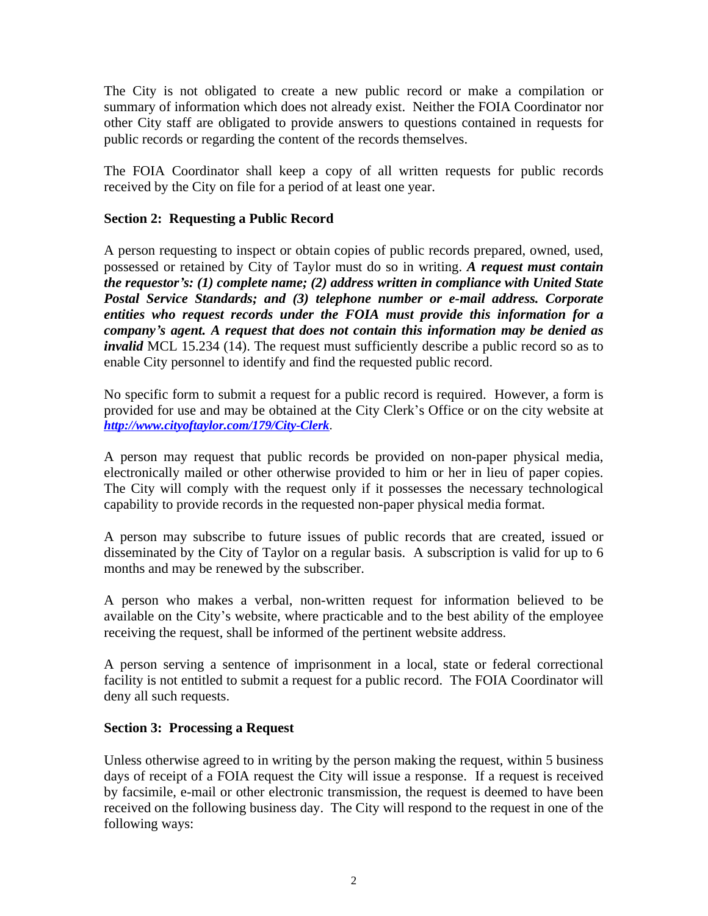The City is not obligated to create a new public record or make a compilation or summary of information which does not already exist. Neither the FOIA Coordinator nor other City staff are obligated to provide answers to questions contained in requests for public records or regarding the content of the records themselves.

The FOIA Coordinator shall keep a copy of all written requests for public records received by the City on file for a period of at least one year.

**Section 2: Requesting a Public Record**

A person requesting to inspect or obtain copies of public records prepared, owned, used, possessed or retained by City of Taylor must do so in writing. ***A request must contain the requestor's: (1) complete name; (2) address written in compliance with United State Postal Service Standards; and (3) telephone number or e-mail address. Corporate entities who request records under the FOIA must provide this information for a company's agent. A request that does not contain this information may be denied as invalid*** MCL 15.234 (14). The request must sufficiently describe a public record so as to enable City personnel to identify and find the requested public record.

No specific form to submit a request for a public record is required. However, a form is provided for use and may be obtained at the City Clerk's Office or on the city website at ***http://www.cityoftaylor.com/179/City-Clerk***.

A person may request that public records be provided on non-paper physical media, electronically mailed or other otherwise provided to him or her in lieu of paper copies. The City will comply with the request only if it possesses the necessary technological capability to provide records in the requested non-paper physical media format.

A person may subscribe to future issues of public records that are created, issued or disseminated by the City of Taylor on a regular basis. A subscription is valid for up to 6 months and may be renewed by the subscriber.

A person who makes a verbal, non-written request for information believed to be available on the City's website, where practicable and to the best ability of the employee receiving the request, shall be informed of the pertinent website address.

A person serving a sentence of imprisonment in a local, state or federal correctional facility is not entitled to submit a request for a public record. The FOIA Coordinator will deny all such requests.

**Section 3: Processing a Request**

Unless otherwise agreed to in writing by the person making the request, within 5 business days of receipt of a FOIA request the City will issue a response. If a request is received by facsimile, e-mail or other electronic transmission, the request is deemed to have been received on the following business day. The City will respond to the request in one of the following ways: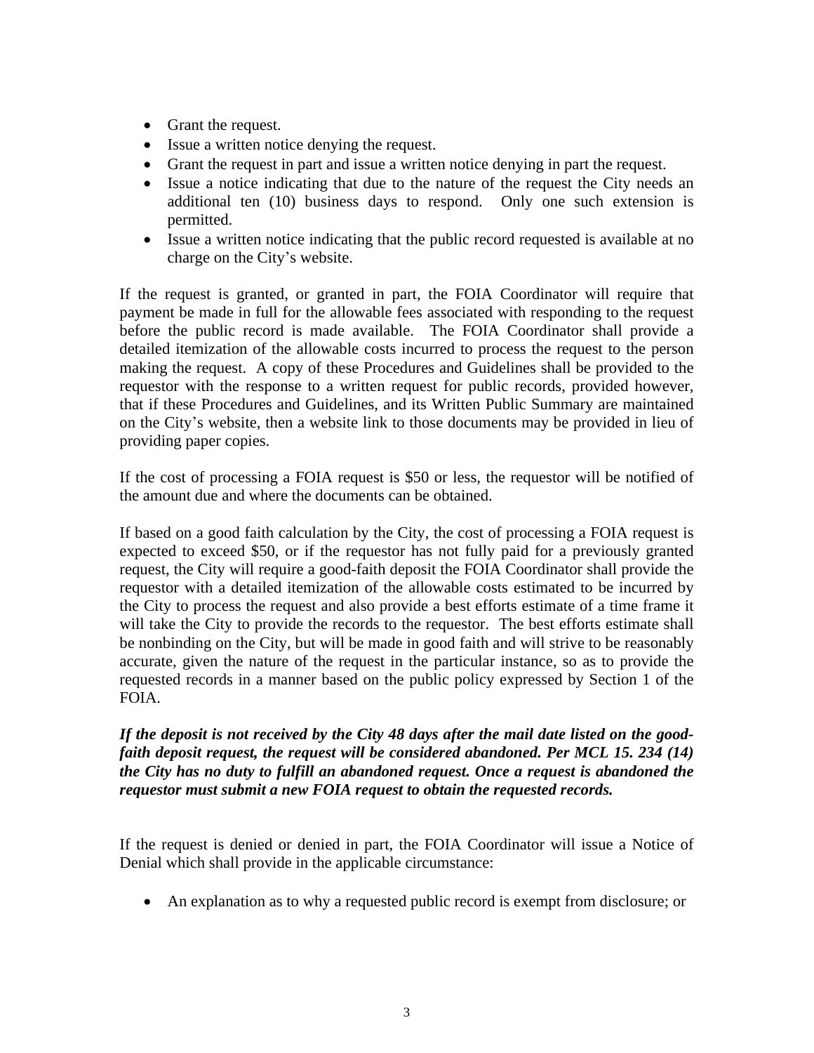- Grant the request.
- Issue a written notice denying the request.
- Grant the request in part and issue a written notice denying in part the request.
- Issue a notice indicating that due to the nature of the request the City needs an additional ten (10) business days to respond. Only one such extension is permitted.
- Issue a written notice indicating that the public record requested is available at no charge on the City's website.

If the request is granted, or granted in part, the FOIA Coordinator will require that payment be made in full for the allowable fees associated with responding to the request before the public record is made available. The FOIA Coordinator shall provide a detailed itemization of the allowable costs incurred to process the request to the person making the request. A copy of these Procedures and Guidelines shall be provided to the requestor with the response to a written request for public records, provided however, that if these Procedures and Guidelines, and its Written Public Summary are maintained on the City's website, then a website link to those documents may be provided in lieu of providing paper copies.

If the cost of processing a FOIA request is $50 or less, the requestor will be notified of the amount due and where the documents can be obtained.

If based on a good faith calculation by the City, the cost of processing a FOIA request is expected to exceed $50, or if the requestor has not fully paid for a previously granted request, the City will require a good-faith deposit the FOIA Coordinator shall provide the requestor with a detailed itemization of the allowable costs estimated to be incurred by the City to process the request and also provide a best efforts estimate of a time frame it will take the City to provide the records to the requestor. The best efforts estimate shall be nonbinding on the City, but will be made in good faith and will strive to be reasonably accurate, given the nature of the request in the particular instance, so as to provide the requested records in a manner based on the public policy expressed by Section 1 of the FOIA.

***If the deposit is not received by the City 48 days after the mail date listed on the good-faith deposit request, the request will be considered abandoned. Per MCL 15. 234 (14) the City has no duty to fulfill an abandoned request. Once a request is abandoned the requestor must submit a new FOIA request to obtain the requested records.***

If the request is denied or denied in part, the FOIA Coordinator will issue a Notice of Denial which shall provide in the applicable circumstance:

- An explanation as to why a requested public record is exempt from disclosure; or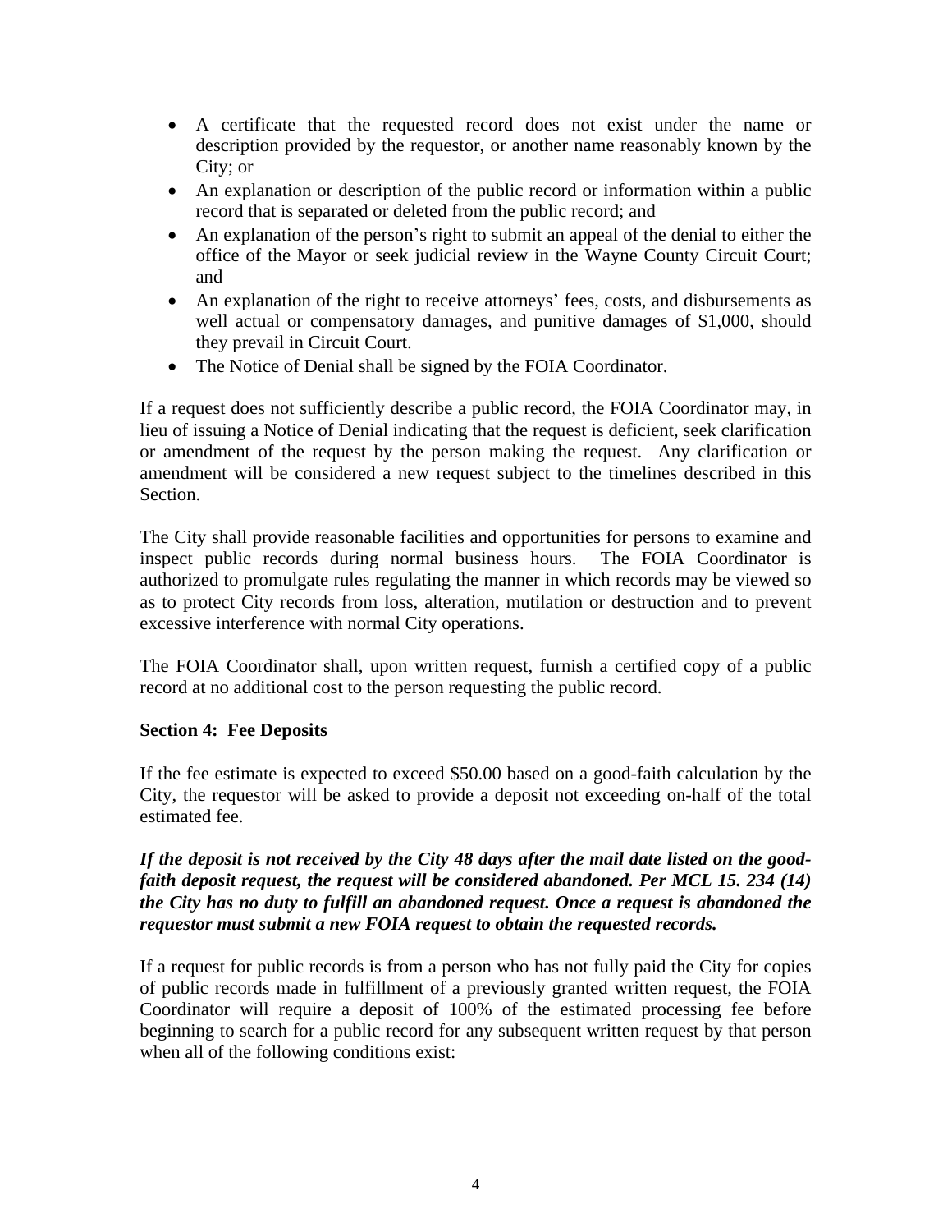- A certificate that the requested record does not exist under the name or description provided by the requestor, or another name reasonably known by the City; or
- An explanation or description of the public record or information within a public record that is separated or deleted from the public record; and
- An explanation of the person's right to submit an appeal of the denial to either the office of the Mayor or seek judicial review in the Wayne County Circuit Court; and
- An explanation of the right to receive attorneys' fees, costs, and disbursements as well actual or compensatory damages, and punitive damages of $1,000, should they prevail in Circuit Court.
- The Notice of Denial shall be signed by the FOIA Coordinator.

If a request does not sufficiently describe a public record, the FOIA Coordinator may, in lieu of issuing a Notice of Denial indicating that the request is deficient, seek clarification or amendment of the request by the person making the request. Any clarification or amendment will be considered a new request subject to the timelines described in this Section.

The City shall provide reasonable facilities and opportunities for persons to examine and inspect public records during normal business hours. The FOIA Coordinator is authorized to promulgate rules regulating the manner in which records may be viewed so as to protect City records from loss, alteration, mutilation or destruction and to prevent excessive interference with normal City operations.

The FOIA Coordinator shall, upon written request, furnish a certified copy of a public record at no additional cost to the person requesting the public record.

**Section 4: Fee Deposits**

If the fee estimate is expected to exceed $50.00 based on a good-faith calculation by the City, the requestor will be asked to provide a deposit not exceeding on-half of the total estimated fee.

***If the deposit is not received by the City 48 days after the mail date listed on the good-faith deposit request, the request will be considered abandoned. Per MCL 15. 234 (14) the City has no duty to fulfill an abandoned request. Once a request is abandoned the requestor must submit a new FOIA request to obtain the requested records.***

If a request for public records is from a person who has not fully paid the City for copies of public records made in fulfillment of a previously granted written request, the FOIA Coordinator will require a deposit of 100% of the estimated processing fee before beginning to search for a public record for any subsequent written request by that person when all of the following conditions exist: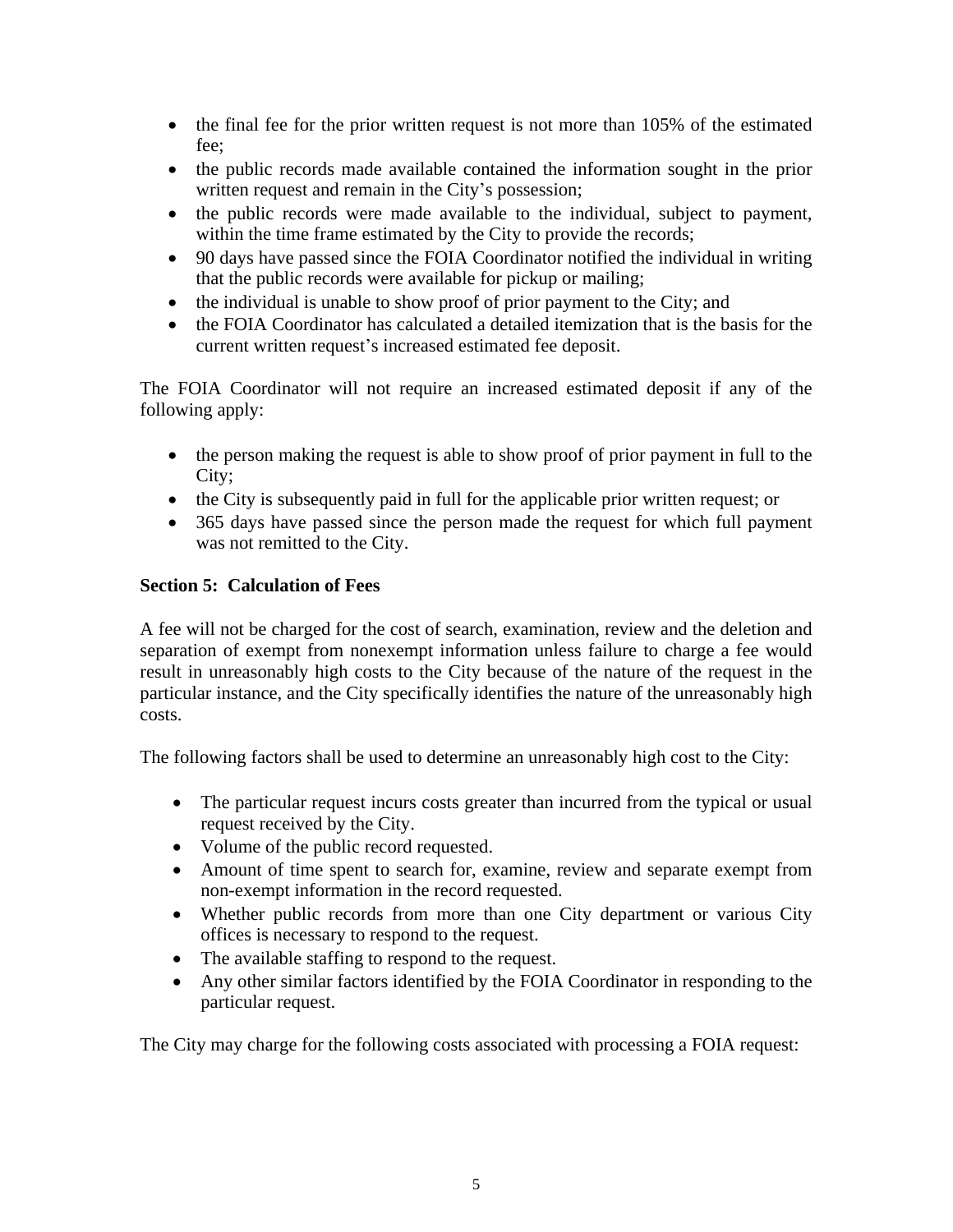- the final fee for the prior written request is not more than 105% of the estimated fee;
- the public records made available contained the information sought in the prior written request and remain in the City's possession;
- the public records were made available to the individual, subject to payment, within the time frame estimated by the City to provide the records;
- 90 days have passed since the FOIA Coordinator notified the individual in writing that the public records were available for pickup or mailing;
- the individual is unable to show proof of prior payment to the City; and
- the FOIA Coordinator has calculated a detailed itemization that is the basis for the current written request's increased estimated fee deposit.

The FOIA Coordinator will not require an increased estimated deposit if any of the following apply:

- the person making the request is able to show proof of prior payment in full to the City;
- the City is subsequently paid in full for the applicable prior written request; or
- 365 days have passed since the person made the request for which full payment was not remitted to the City.

**Section 5: Calculation of Fees**

A fee will not be charged for the cost of search, examination, review and the deletion and separation of exempt from nonexempt information unless failure to charge a fee would result in unreasonably high costs to the City because of the nature of the request in the particular instance, and the City specifically identifies the nature of the unreasonably high costs.

The following factors shall be used to determine an unreasonably high cost to the City:

- The particular request incurs costs greater than incurred from the typical or usual request received by the City.
- Volume of the public record requested.
- Amount of time spent to search for, examine, review and separate exempt from non-exempt information in the record requested.
- Whether public records from more than one City department or various City offices is necessary to respond to the request.
- The available staffing to respond to the request.
- Any other similar factors identified by the FOIA Coordinator in responding to the particular request.

The City may charge for the following costs associated with processing a FOIA request: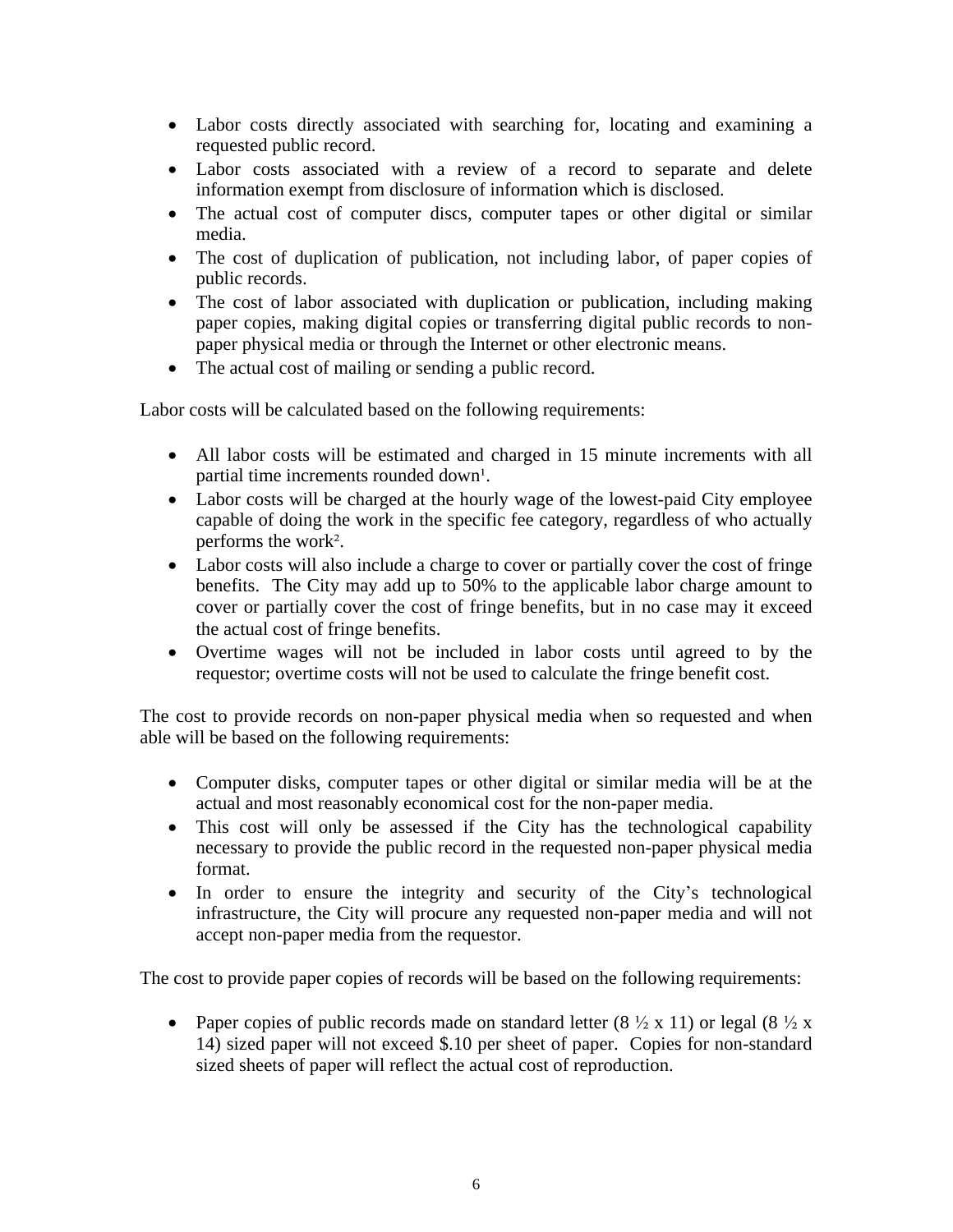- Labor costs directly associated with searching for, locating and examining a requested public record.
- Labor costs associated with a review of a record to separate and delete information exempt from disclosure of information which is disclosed.
- The actual cost of computer discs, computer tapes or other digital or similar media.
- The cost of duplication of publication, not including labor, of paper copies of public records.
- The cost of labor associated with duplication or publication, including making paper copies, making digital copies or transferring digital public records to non-paper physical media or through the Internet or other electronic means.
- The actual cost of mailing or sending a public record.

Labor costs will be calculated based on the following requirements:

- All labor costs will be estimated and charged in 15 minute increments with all partial time increments rounded down[1].
- Labor costs will be charged at the hourly wage of the lowest-paid City employee capable of doing the work in the specific fee category, regardless of who actually performs the work[2].
- Labor costs will also include a charge to cover or partially cover the cost of fringe benefits. The City may add up to 50% to the applicable labor charge amount to cover or partially cover the cost of fringe benefits, but in no case may it exceed the actual cost of fringe benefits.
- Overtime wages will not be included in labor costs until agreed to by the requestor; overtime costs will not be used to calculate the fringe benefit cost.

The cost to provide records on non-paper physical media when so requested and when able will be based on the following requirements:

- Computer disks, computer tapes or other digital or similar media will be at the actual and most reasonably economical cost for the non-paper media.
- This cost will only be assessed if the City has the technological capability necessary to provide the public record in the requested non-paper physical media format.
- In order to ensure the integrity and security of the City's technological infrastructure, the City will procure any requested non-paper media and will not accept non-paper media from the requestor.

The cost to provide paper copies of records will be based on the following requirements:

- Paper copies of public records made on standard letter (8 ½ x 11) or legal (8 ½ x 14) sized paper will not exceed $.10 per sheet of paper. Copies for non-standard sized sheets of paper will reflect the actual cost of reproduction.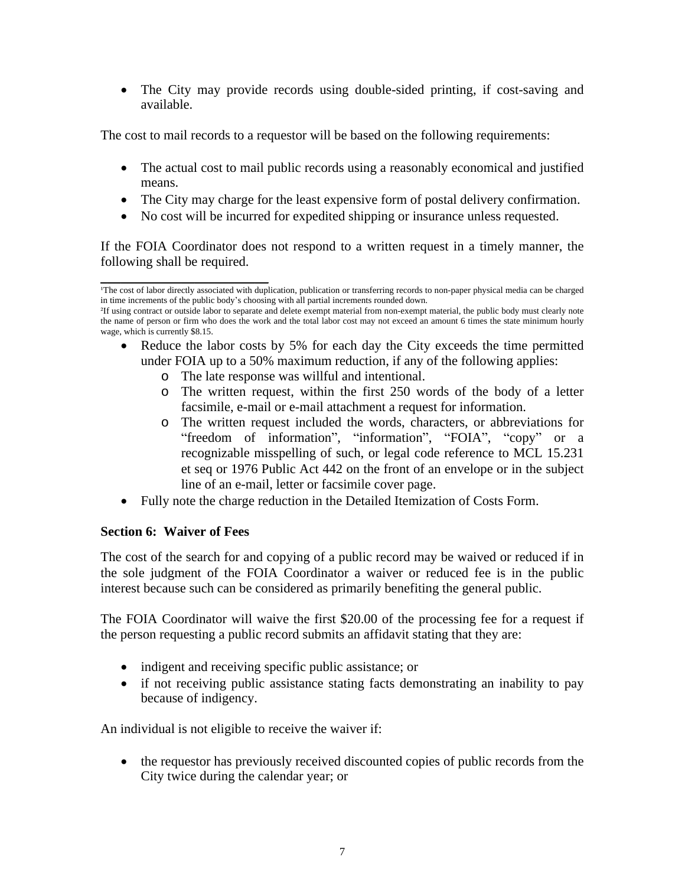- The City may provide records using double-sided printing, if cost-saving and available.

The cost to mail records to a requestor will be based on the following requirements:

- The actual cost to mail public records using a reasonably economical and justified means.
- The City may charge for the least expensive form of postal delivery confirmation.
- No cost will be incurred for expedited shipping or insurance unless requested.

If the FOIA Coordinator does not respond to a written request in a timely manner, the following shall be required.

- Reduce the labor costs by 5% for each day the City exceeds the time permitted under FOIA up to a 50% maximum reduction, if any of the following applies:
    - The late response was willful and intentional.
    - The written request, within the first 250 words of the body of a letter facsimile, e-mail or e-mail attachment a request for information.
    - The written request included the words, characters, or abbreviations for "freedom of information", "information", "FOIA", "copy" or a recognizable misspelling of such, or legal code reference to MCL 15.231 et seq or 1976 Public Act 442 on the front of an envelope or in the subject line of an e-mail, letter or facsimile cover page.
- Fully note the charge reduction in the Detailed Itemization of Costs Form.

**Section 6: Waiver of Fees**

The cost of the search for and copying of a public record may be waived or reduced if in the sole judgment of the FOIA Coordinator a waiver or reduced fee is in the public interest because such can be considered as primarily benefiting the general public.

The FOIA Coordinator will waive the first $20.00 of the processing fee for a request if the person requesting a public record submits an affidavit stating that they are:

- indigent and receiving specific public assistance; or
- if not receiving public assistance stating facts demonstrating an inability to pay because of indigency.

An individual is not eligible to receive the waiver if:

- the requestor has previously received discounted copies of public records from the City twice during the calendar year; or

---

[1]The cost of labor directly associated with duplication, publication or transferring records to non-paper physical media can be charged in time increments of the public body's choosing with all partial increments rounded down.

[2]If using contract or outside labor to separate and delete exempt material from non-exempt material, the public body must clearly note the name of person or firm who does the work and the total labor cost may not exceed an amount 6 times the state minimum hourly wage, which is currently $8.15.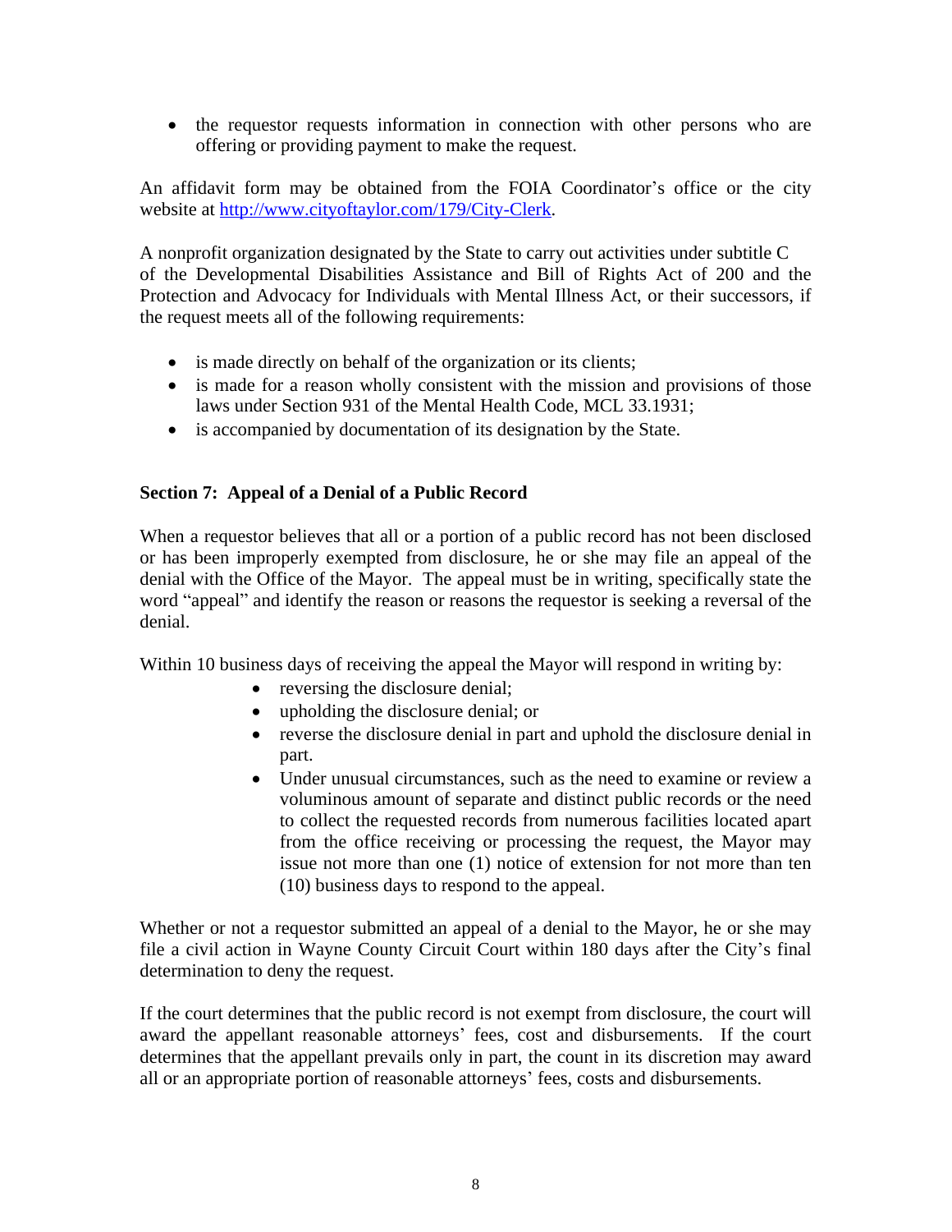- the requestor requests information in connection with other persons who are offering or providing payment to make the request.

An affidavit form may be obtained from the FOIA Coordinator's office or the city website at [http://www.cityoftaylor.com/179/City-Clerk](http://www.cityoftaylor.com/179/City-Clerk).

A nonprofit organization designated by the State to carry out activities under subtitle C of the Developmental Disabilities Assistance and Bill of Rights Act of 200 and the Protection and Advocacy for Individuals with Mental Illness Act, or their successors, if the request meets all of the following requirements:

- is made directly on behalf of the organization or its clients;
- is made for a reason wholly consistent with the mission and provisions of those laws under Section 931 of the Mental Health Code, MCL 33.1931;
- is accompanied by documentation of its designation by the State.

**Section 7: Appeal of a Denial of a Public Record**

When a requestor believes that all or a portion of a public record has not been disclosed or has been improperly exempted from disclosure, he or she may file an appeal of the denial with the Office of the Mayor. The appeal must be in writing, specifically state the word "appeal" and identify the reason or reasons the requestor is seeking a reversal of the denial.

Within 10 business days of receiving the appeal the Mayor will respond in writing by:

- reversing the disclosure denial;
- upholding the disclosure denial; or
- reverse the disclosure denial in part and uphold the disclosure denial in part.
- Under unusual circumstances, such as the need to examine or review a voluminous amount of separate and distinct public records or the need to collect the requested records from numerous facilities located apart from the office receiving or processing the request, the Mayor may issue not more than one (1) notice of extension for not more than ten (10) business days to respond to the appeal.

Whether or not a requestor submitted an appeal of a denial to the Mayor, he or she may file a civil action in Wayne County Circuit Court within 180 days after the City's final determination to deny the request.

If the court determines that the public record is not exempt from disclosure, the court will award the appellant reasonable attorneys' fees, cost and disbursements. If the court determines that the appellant prevails only in part, the count in its discretion may award all or an appropriate portion of reasonable attorneys' fees, costs and disbursements.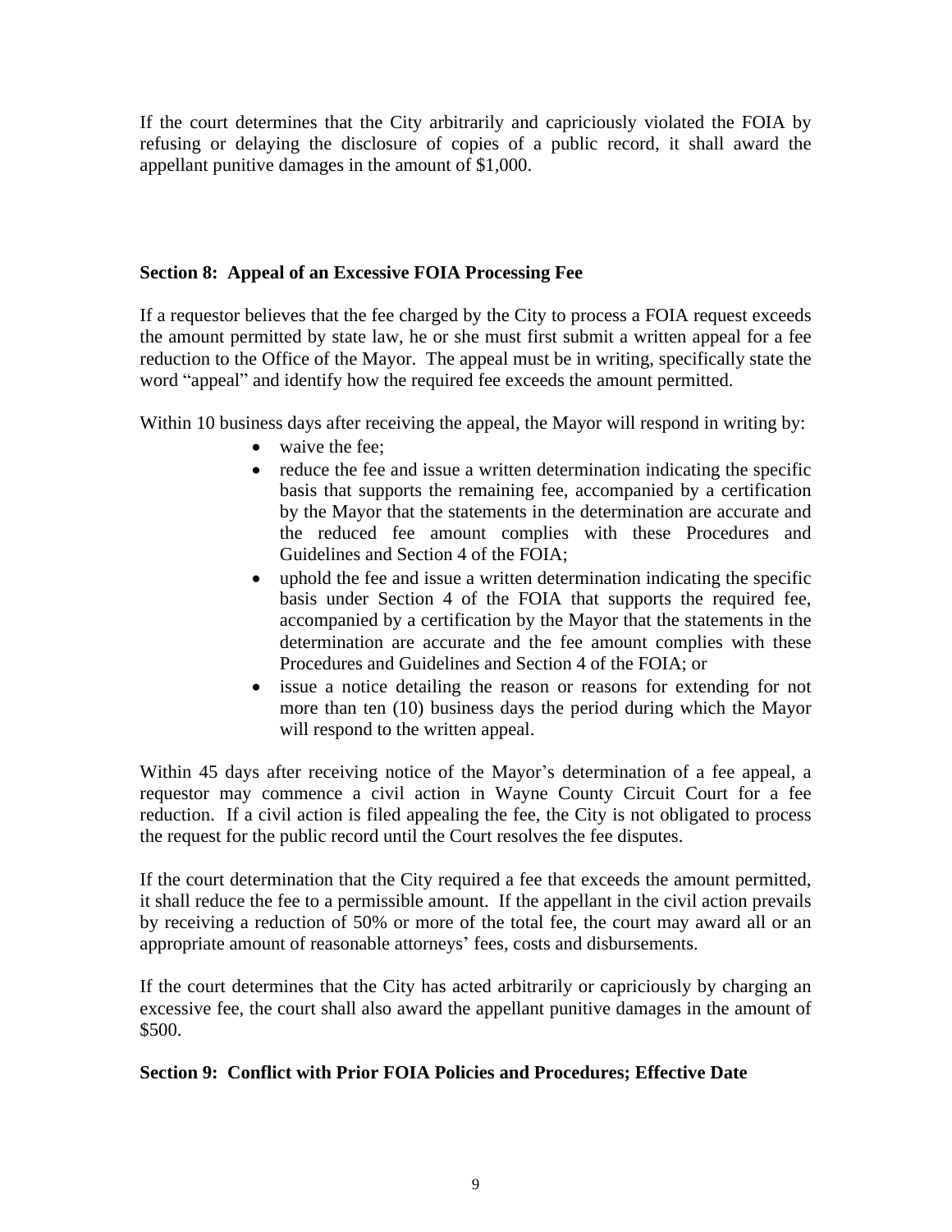If the court determines that the City arbitrarily and capriciously violated the FOIA by refusing or delaying the disclosure of copies of a public record, it shall award the appellant punitive damages in the amount of $1,000.

**Section 8: Appeal of an Excessive FOIA Processing Fee**

If a requestor believes that the fee charged by the City to process a FOIA request exceeds the amount permitted by state law, he or she must first submit a written appeal for a fee reduction to the Office of the Mayor. The appeal must be in writing, specifically state the word "appeal" and identify how the required fee exceeds the amount permitted.

Within 10 business days after receiving the appeal, the Mayor will respond in writing by:

- waive the fee;
- reduce the fee and issue a written determination indicating the specific basis that supports the remaining fee, accompanied by a certification by the Mayor that the statements in the determination are accurate and the reduced fee amount complies with these Procedures and Guidelines and Section 4 of the FOIA;
- uphold the fee and issue a written determination indicating the specific basis under Section 4 of the FOIA that supports the required fee, accompanied by a certification by the Mayor that the statements in the determination are accurate and the fee amount complies with these Procedures and Guidelines and Section 4 of the FOIA; or
- issue a notice detailing the reason or reasons for extending for not more than ten (10) business days the period during which the Mayor will respond to the written appeal.

Within 45 days after receiving notice of the Mayor's determination of a fee appeal, a requestor may commence a civil action in Wayne County Circuit Court for a fee reduction. If a civil action is filed appealing the fee, the City is not obligated to process the request for the public record until the Court resolves the fee disputes.

If the court determination that the City required a fee that exceeds the amount permitted, it shall reduce the fee to a permissible amount. If the appellant in the civil action prevails by receiving a reduction of 50% or more of the total fee, the court may award all or an appropriate amount of reasonable attorneys' fees, costs and disbursements.

If the court determines that the City has acted arbitrarily or capriciously by charging an excessive fee, the court shall also award the appellant punitive damages in the amount of $500.

**Section 9: Conflict with Prior FOIA Policies and Procedures; Effective Date**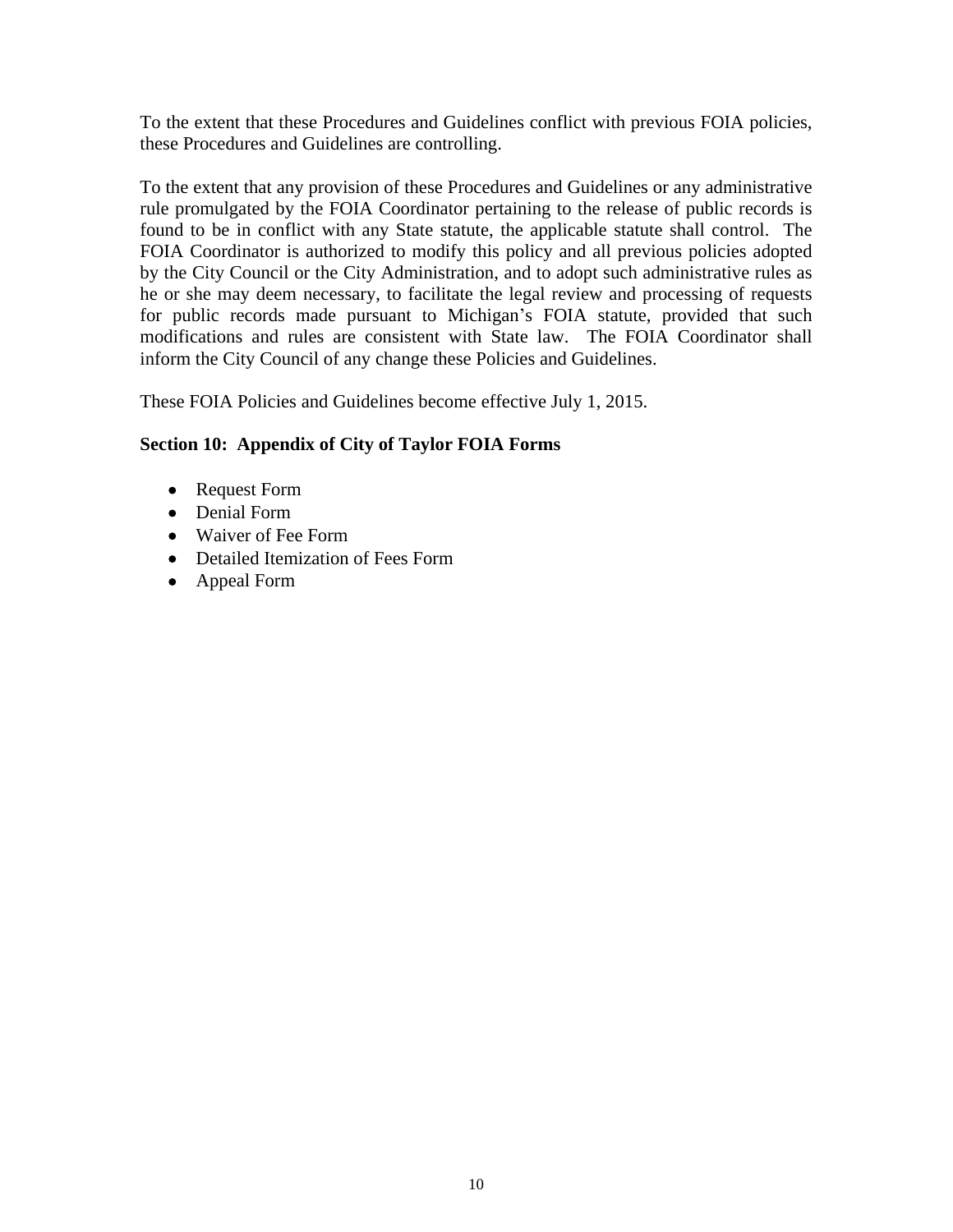To the extent that these Procedures and Guidelines conflict with previous FOIA policies, these Procedures and Guidelines are controlling.

To the extent that any provision of these Procedures and Guidelines or any administrative rule promulgated by the FOIA Coordinator pertaining to the release of public records is found to be in conflict with any State statute, the applicable statute shall control. The FOIA Coordinator is authorized to modify this policy and all previous policies adopted by the City Council or the City Administration, and to adopt such administrative rules as he or she may deem necessary, to facilitate the legal review and processing of requests for public records made pursuant to Michigan's FOIA statute, provided that such modifications and rules are consistent with State law. The FOIA Coordinator shall inform the City Council of any change these Policies and Guidelines.

These FOIA Policies and Guidelines become effective July 1, 2015.

**Section 10: Appendix of City of Taylor FOIA Forms**

- Request Form
- Denial Form
- Waiver of Fee Form
- Detailed Itemization of Fees Form
- Appeal Form